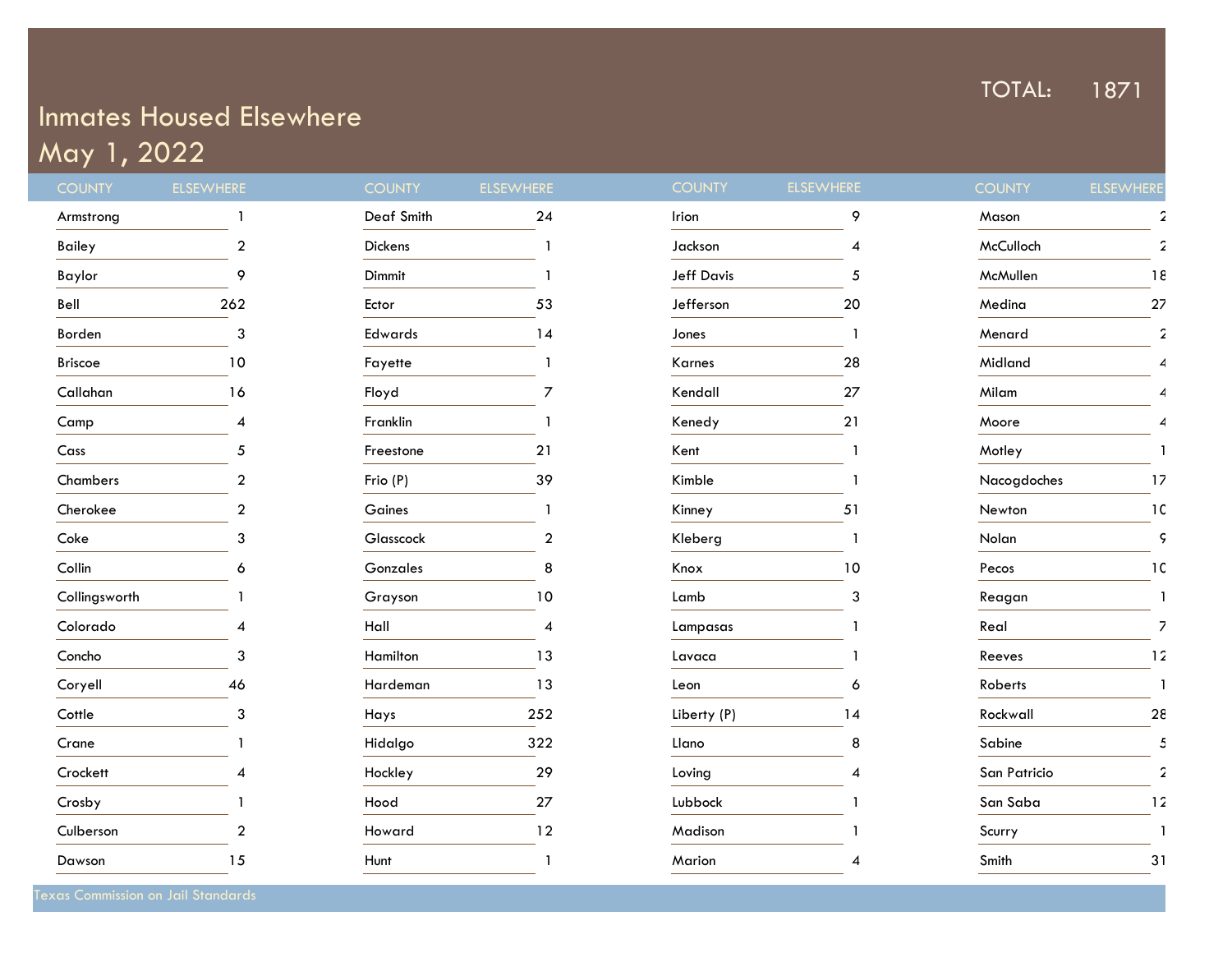# Inmates Housed Elsewhere

## May 1, 2022

TOTAL: 1871

| COUNTY | ELSEWHERE |
|---|---|
| Armstrong | 1 |
| Bailey | 2 |
| Baylor | 9 |
| Bell | 262 |
| Borden | 3 |
| Briscoe | 10 |
| Callahan | 16 |
| Camp | 4 |
| Cass | 5 |
| Chambers | 2 |
| Cherokee | 2 |
| Coke | 3 |
| Collin | 6 |
| Collingsworth | 1 |
| Colorado | 4 |
| Concho | 3 |
| Coryell | 46 |
| Cottle | 3 |
| Crane | 1 |
| Crockett | 4 |
| Crosby | 1 |
| Culberson | 2 |
| Dawson | 15 |
| Deaf Smith | 24 |
| Dickens | 1 |
| Dimmit | 1 |
| Ector | 53 |
| Edwards | 14 |
| Fayette | 1 |
| Floyd | 7 |
| Franklin | 1 |
| Freestone | 21 |
| Frio (P) | 39 |
| Gaines | 1 |
| Glasscock | 2 |
| Gonzales | 8 |
| Grayson | 10 |
| Hall | 4 |
| Hamilton | 13 |
| Hardeman | 13 |
| Hays | 252 |
| Hidalgo | 322 |
| Hockley | 29 |
| Hood | 27 |
| Howard | 12 |
| Hunt | 1 |
| Irion | 9 |
| Jackson | 4 |
| Jeff Davis | 5 |
| Jefferson | 20 |
| Jones | 1 |
| Karnes | 28 |
| Kendall | 27 |
| Kenedy | 21 |
| Kent | 1 |
| Kimble | 1 |
| Kinney | 51 |
| Kleberg | 1 |
| Knox | 10 |
| Lamb | 3 |
| Lampasas | 1 |
| Lavaca | 1 |
| Leon | 6 |
| Liberty (P) | 14 |
| Llano | 8 |
| Loving | 4 |
| Lubbock | 1 |
| Madison | 1 |
| Marion | 4 |
| Mason | 2 |
| McCulloch | 2 |
| McMullen | 18 |
| Medina | 27 |
| Menard | 2 |
| Midland | 4 |
| Milam | 4 |
| Moore | 4 |
| Motley | 1 |
| Nacogdoches | 17 |
| Newton | 10 |
| Nolan | 9 |
| Pecos | 10 |
| Reagan | 1 |
| Real | 7 |
| Reeves | 12 |
| Roberts | 1 |
| Rockwall | 28 |
| Sabine | 5 |
| San Patricio | 2 |
| San Saba | 12 |
| Scurry | 1 |
| Smith | 31 |

Texas Commission on Jail Standards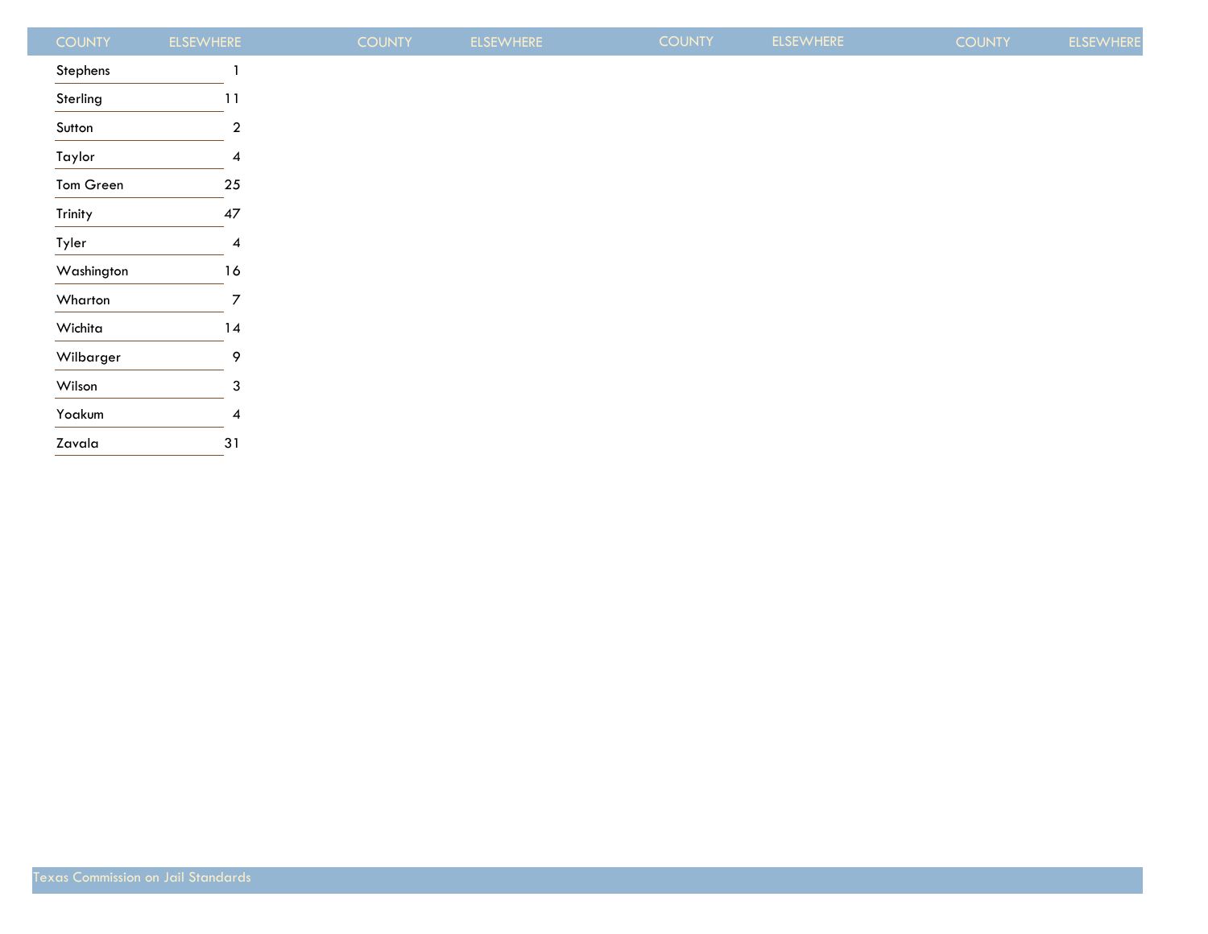| COUNTY | ELSEWHERE | COUNTY | ELSEWHERE | COUNTY | ELSEWHERE | COUNTY | ELSEWHERE |
|---|---|---|---|---|---|---|---|
| Stephens | 1 | | | | | | |
| Sterling | 11 | | | | | | |
| Sutton | 2 | | | | | | |
| Taylor | 4 | | | | | | |
| Tom Green | 25 | | | | | | |
| Trinity | 47 | | | | | | |
| Tyler | 4 | | | | | | |
| Washington | 16 | | | | | | |
| Wharton | 7 | | | | | | |
| Wichita | 14 | | | | | | |
| Wilbarger | 9 | | | | | | |
| Wilson | 3 | | | | | | |
| Yoakum | 4 | | | | | | |
| Zavala | 31 | | | | | | |